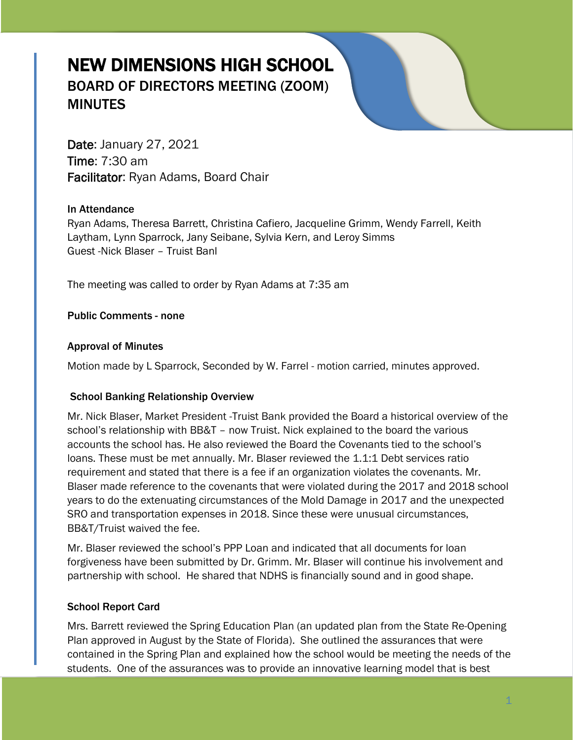# NEW DIMENSIONS HIGH SCHOOL

## BOARD OF DIRECTORS MEETING (ZOOM) MINUTES

**Date**: January 27, 2021
**Time**: 7:30 am
**Facilitator**: Ryan Adams, Board Chair

**In Attendance**

Ryan Adams, Theresa Barrett, Christina Cafiero, Jacqueline Grimm, Wendy Farrell, Keith Laytham, Lynn Sparrock, Jany Seibane, Sylvia Kern, and Leroy Simms
Guest -Nick Blaser – Truist Banl

The meeting was called to order by Ryan Adams at 7:35 am

**Public Comments - none**

**Approval of Minutes**

Motion made by L Sparrock, Seconded by W. Farrel - motion carried, minutes approved.

**School Banking Relationship Overview**

Mr. Nick Blaser, Market President -Truist Bank provided the Board a historical overview of the school's relationship with BB&T – now Truist. Nick explained to the board the various accounts the school has. He also reviewed the Board the Covenants tied to the school's loans. These must be met annually. Mr. Blaser reviewed the 1.1:1 Debt services ratio requirement and stated that there is a fee if an organization violates the covenants. Mr. Blaser made reference to the covenants that were violated during the 2017 and 2018 school years to do the extenuating circumstances of the Mold Damage in 2017 and the unexpected SRO and transportation expenses in 2018. Since these were unusual circumstances, BB&T/Truist waived the fee.

Mr. Blaser reviewed the school's PPP Loan and indicated that all documents for loan forgiveness have been submitted by Dr. Grimm. Mr. Blaser will continue his involvement and partnership with school. He shared that NDHS is financially sound and in good shape.

**School Report Card**

Mrs. Barrett reviewed the Spring Education Plan (an updated plan from the State Re-Opening Plan approved in August by the State of Florida). She outlined the assurances that were contained in the Spring Plan and explained how the school would be meeting the needs of the students. One of the assurances was to provide an innovative learning model that is best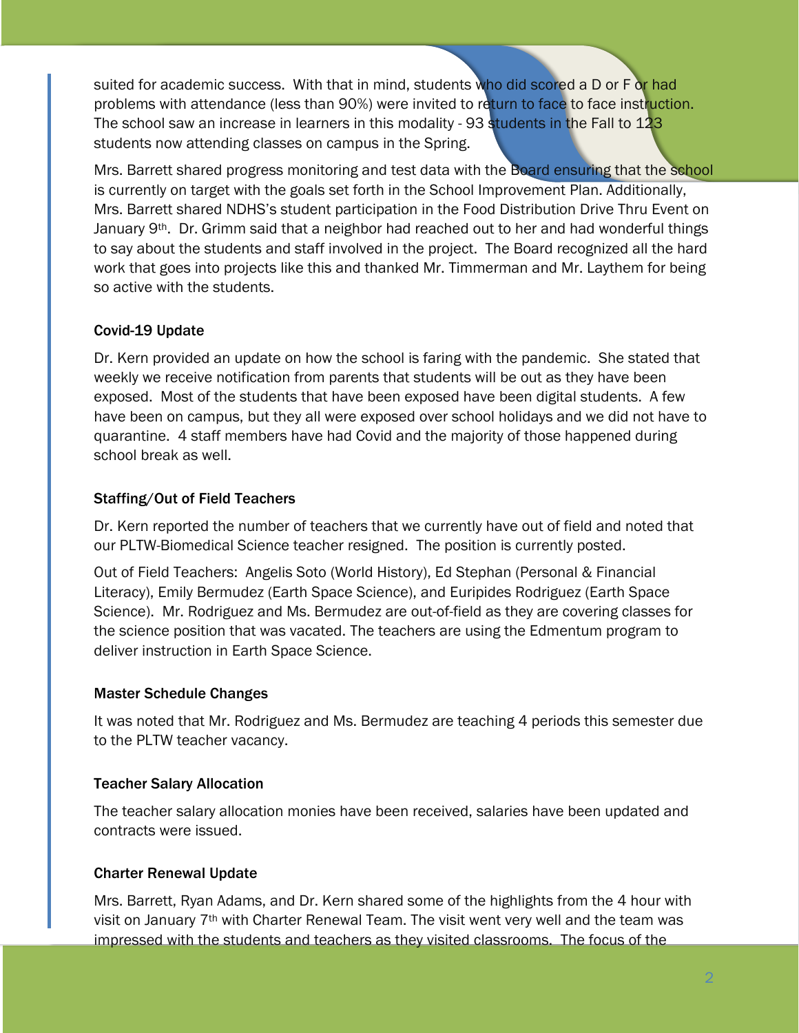suited for academic success. With that in mind, students who did scored a D or F or had problems with attendance (less than 90%) were invited to return to face to face instruction. The school saw an increase in learners in this modality - 93 students in the Fall to 123 students now attending classes on campus in the Spring.

Mrs. Barrett shared progress monitoring and test data with the Board ensuring that the school is currently on target with the goals set forth in the School Improvement Plan. Additionally, Mrs. Barrett shared NDHS's student participation in the Food Distribution Drive Thru Event on January 9th. Dr. Grimm said that a neighbor had reached out to her and had wonderful things to say about the students and staff involved in the project. The Board recognized all the hard work that goes into projects like this and thanked Mr. Timmerman and Mr. Laythem for being so active with the students.

**Covid-19 Update**

Dr. Kern provided an update on how the school is faring with the pandemic. She stated that weekly we receive notification from parents that students will be out as they have been exposed. Most of the students that have been exposed have been digital students. A few have been on campus, but they all were exposed over school holidays and we did not have to quarantine. 4 staff members have had Covid and the majority of those happened during school break as well.

**Staffing/Out of Field Teachers**

Dr. Kern reported the number of teachers that we currently have out of field and noted that our PLTW-Biomedical Science teacher resigned. The position is currently posted.

Out of Field Teachers: Angelis Soto (World History), Ed Stephan (Personal & Financial Literacy), Emily Bermudez (Earth Space Science), and Euripides Rodriguez (Earth Space Science). Mr. Rodriguez and Ms. Bermudez are out-of-field as they are covering classes for the science position that was vacated. The teachers are using the Edmentum program to deliver instruction in Earth Space Science.

**Master Schedule Changes**

It was noted that Mr. Rodriguez and Ms. Bermudez are teaching 4 periods this semester due to the PLTW teacher vacancy.

**Teacher Salary Allocation**

The teacher salary allocation monies have been received, salaries have been updated and contracts were issued.

**Charter Renewal Update**

Mrs. Barrett, Ryan Adams, and Dr. Kern shared some of the highlights from the 4 hour with visit on January 7th with Charter Renewal Team. The visit went very well and the team was impressed with the students and teachers as they visited classrooms. The focus of the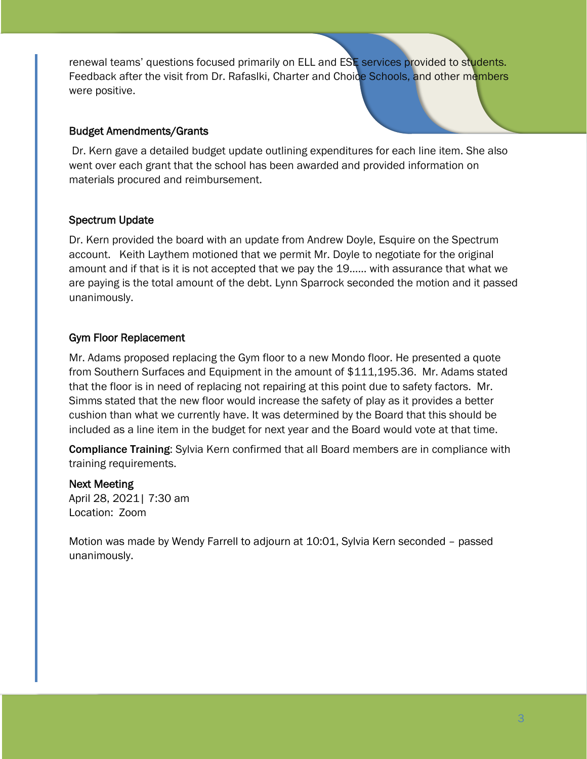renewal teams' questions focused primarily on ELL and ESE services provided to students. Feedback after the visit from Dr. Rafaslki, Charter and Choice Schools, and other members were positive.

### Budget Amendments/Grants

Dr. Kern gave a detailed budget update outlining expenditures for each line item. She also went over each grant that the school has been awarded and provided information on materials procured and reimbursement.

### Spectrum Update

Dr. Kern provided the board with an update from Andrew Doyle, Esquire on the Spectrum account. Keith Laythem motioned that we permit Mr. Doyle to negotiate for the original amount and if that is it is not accepted that we pay the 19…… with assurance that what we are paying is the total amount of the debt. Lynn Sparrock seconded the motion and it passed unanimously.

### Gym Floor Replacement

Mr. Adams proposed replacing the Gym floor to a new Mondo floor. He presented a quote from Southern Surfaces and Equipment in the amount of $111,195.36. Mr. Adams stated that the floor is in need of replacing not repairing at this point due to safety factors. Mr. Simms stated that the new floor would increase the safety of play as it provides a better cushion than what we currently have. It was determined by the Board that this should be included as a line item in the budget for next year and the Board would vote at that time.

**Compliance Training**: Sylvia Kern confirmed that all Board members are in compliance with training requirements.

### Next Meeting

April 28, 2021| 7:30 am
Location: Zoom

Motion was made by Wendy Farrell to adjourn at 10:01, Sylvia Kern seconded – passed unanimously.